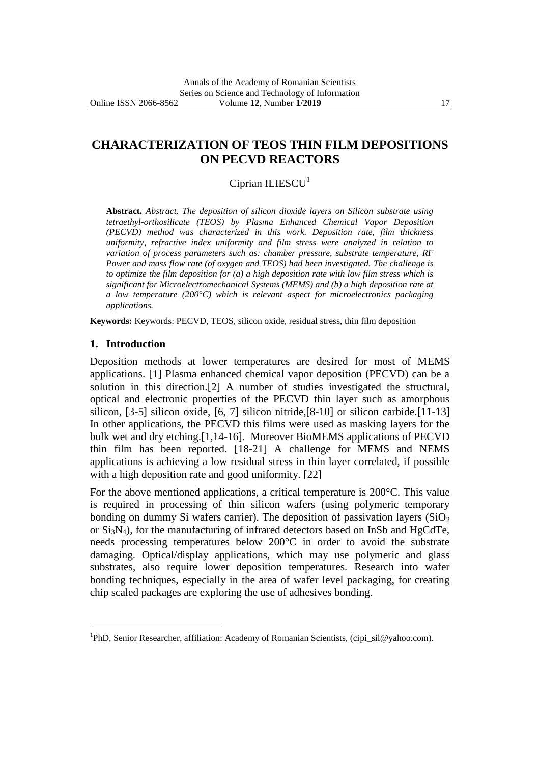# CHARACTERIZATION OF TEOS THIN FILM DEPOSITIONS ON PECVD REACTORS

Ciprian ILIESCU[1]

**Abstract.** *Abstract. The deposition of silicon dioxide layers on Silicon substrate using tetraethyl-orthosilicate (TEOS) by Plasma Enhanced Chemical Vapor Deposition (PECVD) method was characterized in this work. Deposition rate, film thickness uniformity, refractive index uniformity and film stress were analyzed in relation to variation of process parameters such as: chamber pressure, substrate temperature, RF Power and mass flow rate (of oxygen and TEOS) had been investigated. The challenge is to optimize the film deposition for (a) a high deposition rate with low film stress which is significant for Microelectromechanical Systems (MEMS) and (b) a high deposition rate at a low temperature (200°C) which is relevant aspect for microelectronics packaging applications.*

**Keywords:** Keywords: PECVD, TEOS, silicon oxide, residual stress, thin film deposition

## 1. Introduction

Deposition methods at lower temperatures are desired for most of MEMS applications. [1] Plasma enhanced chemical vapor deposition (PECVD) can be a solution in this direction.[2] A number of studies investigated the structural, optical and electronic properties of the PECVD thin layer such as amorphous silicon, [3-5] silicon oxide, [6, 7] silicon nitride,[8-10] or silicon carbide.[11-13] In other applications, the PECVD this films were used as masking layers for the bulk wet and dry etching.[1,14-16]. Moreover BioMEMS applications of PECVD thin film has been reported. [18-21] A challenge for MEMS and NEMS applications is achieving a low residual stress in thin layer correlated, if possible with a high deposition rate and good uniformity. [22]

For the above mentioned applications, a critical temperature is 200°C. This value is required in processing of thin silicon wafers (using polymeric temporary bonding on dummy Si wafers carrier). The deposition of passivation layers ($SiO_2$ or $Si_3N_4$), for the manufacturing of infrared detectors based on InSb and HgCdTe, needs processing temperatures below 200°C in order to avoid the substrate damaging. Optical/display applications, which may use polymeric and glass substrates, also require lower deposition temperatures. Research into wafer bonding techniques, especially in the area of wafer level packaging, for creating chip scaled packages are exploring the use of adhesives bonding.

[1] PhD, Senior Researcher, affiliation: Academy of Romanian Scientists, (cipi_sil@yahoo.com).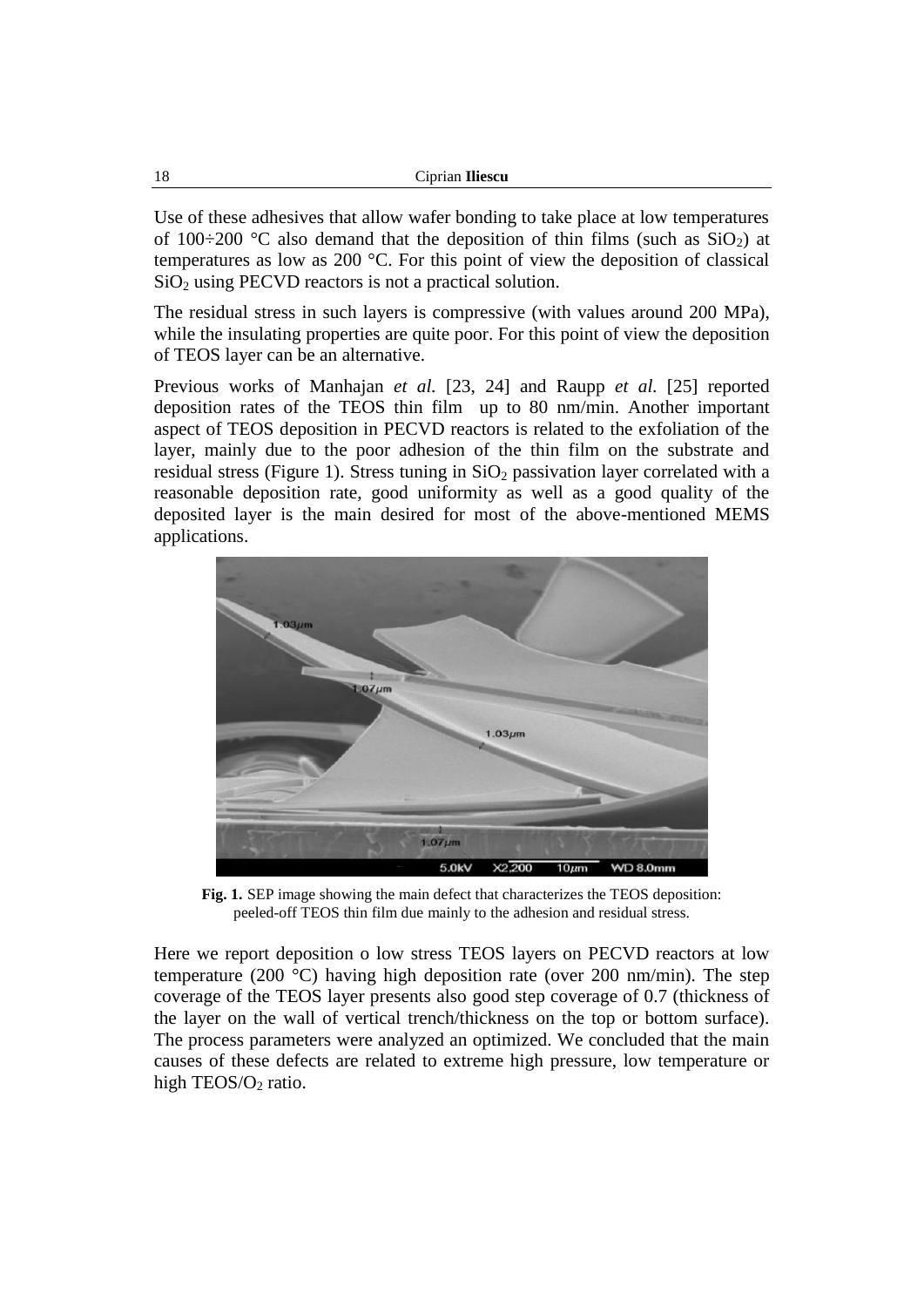Use of these adhesives that allow wafer bonding to take place at low temperatures of 100÷200 °C also demand that the deposition of thin films (such as $SiO_2$) at temperatures as low as 200 °C. For this point of view the deposition of classical $SiO_2$ using PECVD reactors is not a practical solution.

The residual stress in such layers is compressive (with values around 200 MPa), while the insulating properties are quite poor. For this point of view the deposition of TEOS layer can be an alternative.

Previous works of Manhajan *et al.* [23, 24] and Raupp *et al.* [25] reported deposition rates of the TEOS thin film up to 80 nm/min. Another important aspect of TEOS deposition in PECVD reactors is related to the exfoliation of the layer, mainly due to the poor adhesion of the thin film on the substrate and residual stress (Figure 1). Stress tuning in $SiO_2$ passivation layer correlated with a reasonable deposition rate, good uniformity as well as a good quality of the deposited layer is the main desired for most of the above-mentioned MEMS applications.

**Fig. 1.** SEP image showing the main defect that characterizes the TEOS deposition: peeled-off TEOS thin film due mainly to the adhesion and residual stress.

Here we report deposition o low stress TEOS layers on PECVD reactors at low temperature (200 °C) having high deposition rate (over 200 nm/min). The step coverage of the TEOS layer presents also good step coverage of 0.7 (thickness of the layer on the wall of vertical trench/thickness on the top or bottom surface). The process parameters were analyzed an optimized. We concluded that the main causes of these defects are related to extreme high pressure, low temperature or high TEOS/$O_2$ ratio.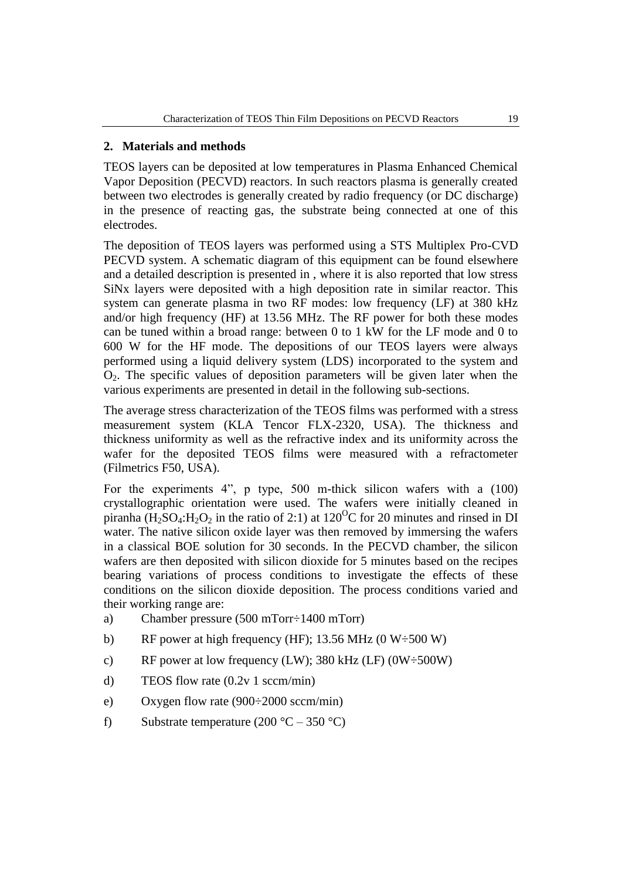## 2. Materials and methods

TEOS layers can be deposited at low temperatures in Plasma Enhanced Chemical Vapor Deposition (PECVD) reactors. In such reactors plasma is generally created between two electrodes is generally created by radio frequency (or DC discharge) in the presence of reacting gas, the substrate being connected at one of this electrodes.

The deposition of TEOS layers was performed using a STS Multiplex Pro-CVD PECVD system. A schematic diagram of this equipment can be found elsewhere and a detailed description is presented in , where it is also reported that low stress SiNx layers were deposited with a high deposition rate in similar reactor. This system can generate plasma in two RF modes: low frequency (LF) at 380 kHz and/or high frequency (HF) at 13.56 MHz. The RF power for both these modes can be tuned within a broad range: between 0 to 1 kW for the LF mode and 0 to 600 W for the HF mode. The depositions of our TEOS layers were always performed using a liquid delivery system (LDS) incorporated to the system and $O_2$. The specific values of deposition parameters will be given later when the various experiments are presented in detail in the following sub-sections.

The average stress characterization of the TEOS films was performed with a stress measurement system (KLA Tencor FLX-2320, USA). The thickness and thickness uniformity as well as the refractive index and its uniformity across the wafer for the deposited TEOS films were measured with a refractometer (Filmetrics F50, USA).

For the experiments 4", p type, 500 m-thick silicon wafers with a (100) crystallographic orientation were used. The wafers were initially cleaned in piranha ($H_2SO_4$:$H_2O_2$ in the ratio of 2:1) at 120$^{O}$C for 20 minutes and rinsed in DI water. The native silicon oxide layer was then removed by immersing the wafers in a classical BOE solution for 30 seconds. In the PECVD chamber, the silicon wafers are then deposited with silicon dioxide for 5 minutes based on the recipes bearing variations of process conditions to investigate the effects of these conditions on the silicon dioxide deposition. The process conditions varied and their working range are:

a) Chamber pressure (500 mTorr÷1400 mTorr)

b) RF power at high frequency (HF); 13.56 MHz (0 W÷500 W)

c) RF power at low frequency (LW); 380 kHz (LF) (0W÷500W)

d) TEOS flow rate (0.2v 1 sccm/min)

e) Oxygen flow rate (900÷2000 sccm/min)

f) Substrate temperature (200 °C – 350 °C)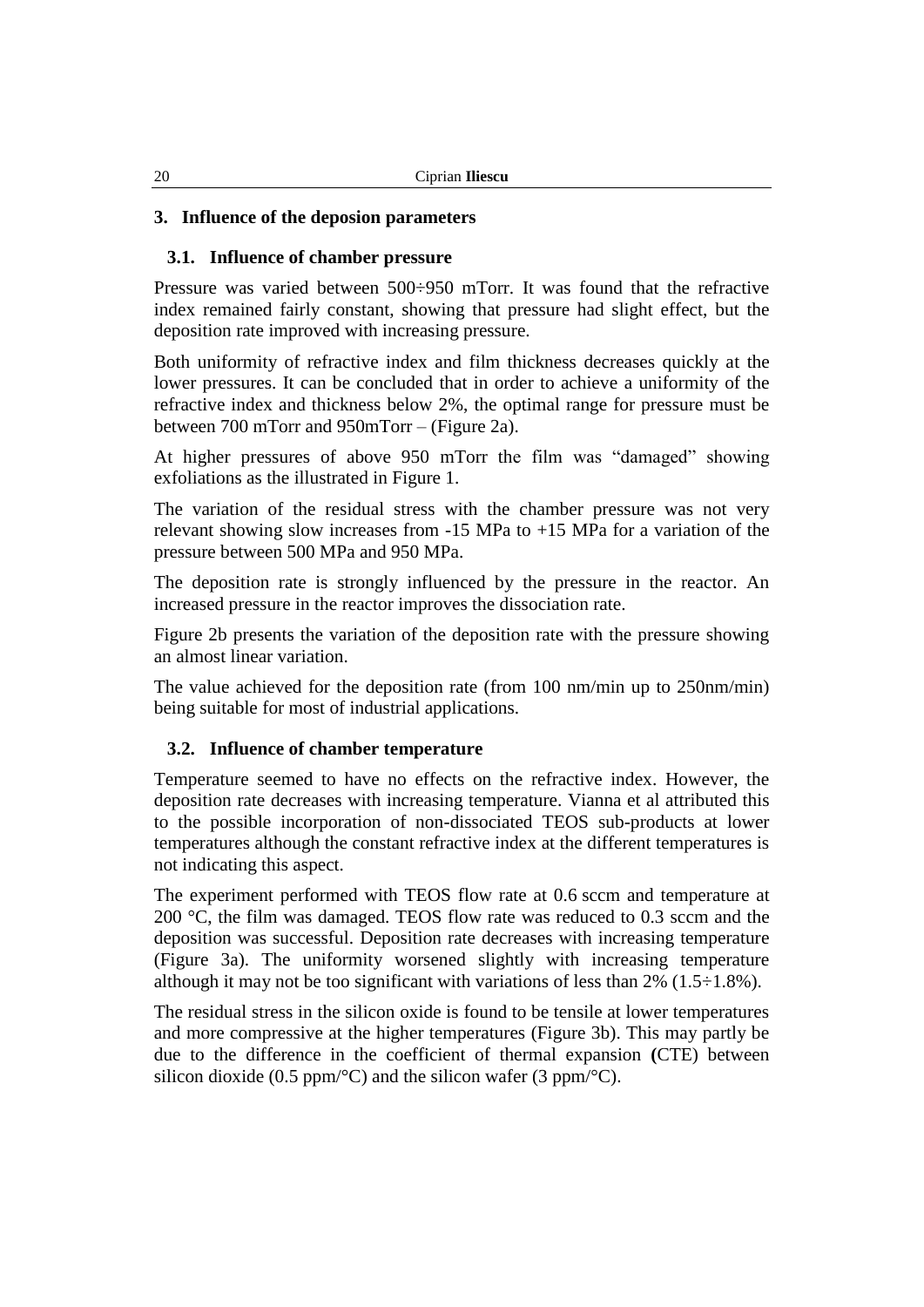## 3. Influence of the deposion parameters

### 3.1. Influence of chamber pressure

Pressure was varied between 500÷950 mTorr. It was found that the refractive index remained fairly constant, showing that pressure had slight effect, but the deposition rate improved with increasing pressure.

Both uniformity of refractive index and film thickness decreases quickly at the lower pressures. It can be concluded that in order to achieve a uniformity of the refractive index and thickness below 2%, the optimal range for pressure must be between 700 mTorr and 950mTorr – (Figure 2a).

At higher pressures of above 950 mTorr the film was "damaged" showing exfoliations as the illustrated in Figure 1.

The variation of the residual stress with the chamber pressure was not very relevant showing slow increases from -15 MPa to +15 MPa for a variation of the pressure between 500 MPa and 950 MPa.

The deposition rate is strongly influenced by the pressure in the reactor. An increased pressure in the reactor improves the dissociation rate.

Figure 2b presents the variation of the deposition rate with the pressure showing an almost linear variation.

The value achieved for the deposition rate (from 100 nm/min up to 250nm/min) being suitable for most of industrial applications.

### 3.2. Influence of chamber temperature

Temperature seemed to have no effects on the refractive index. However, the deposition rate decreases with increasing temperature. Vianna et al attributed this to the possible incorporation of non-dissociated TEOS sub-products at lower temperatures although the constant refractive index at the different temperatures is not indicating this aspect.

The experiment performed with TEOS flow rate at 0.6 sccm and temperature at 200 °C, the film was damaged. TEOS flow rate was reduced to 0.3 sccm and the deposition was successful. Deposition rate decreases with increasing temperature (Figure 3a). The uniformity worsened slightly with increasing temperature although it may not be too significant with variations of less than 2% (1.5÷1.8%).

The residual stress in the silicon oxide is found to be tensile at lower temperatures and more compressive at the higher temperatures (Figure 3b). This may partly be due to the difference in the coefficient of thermal expansion **(**CTE) between silicon dioxide (0.5 ppm/°C) and the silicon wafer (3 ppm/°C).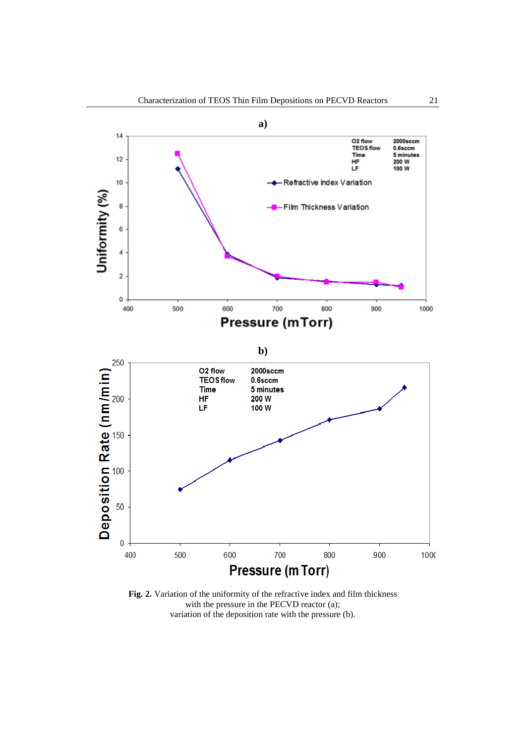**Fig. 2.** Variation of the uniformity of the refractive index and film thickness with the pressure in the PECVD reactor (a); variation of the deposition rate with the pressure (b).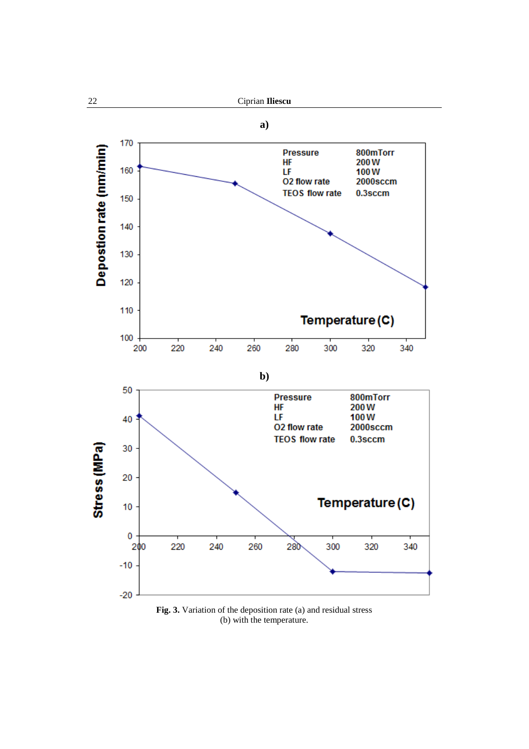**Fig. 3.** Variation of the deposition rate (a) and residual stress (b) with the temperature.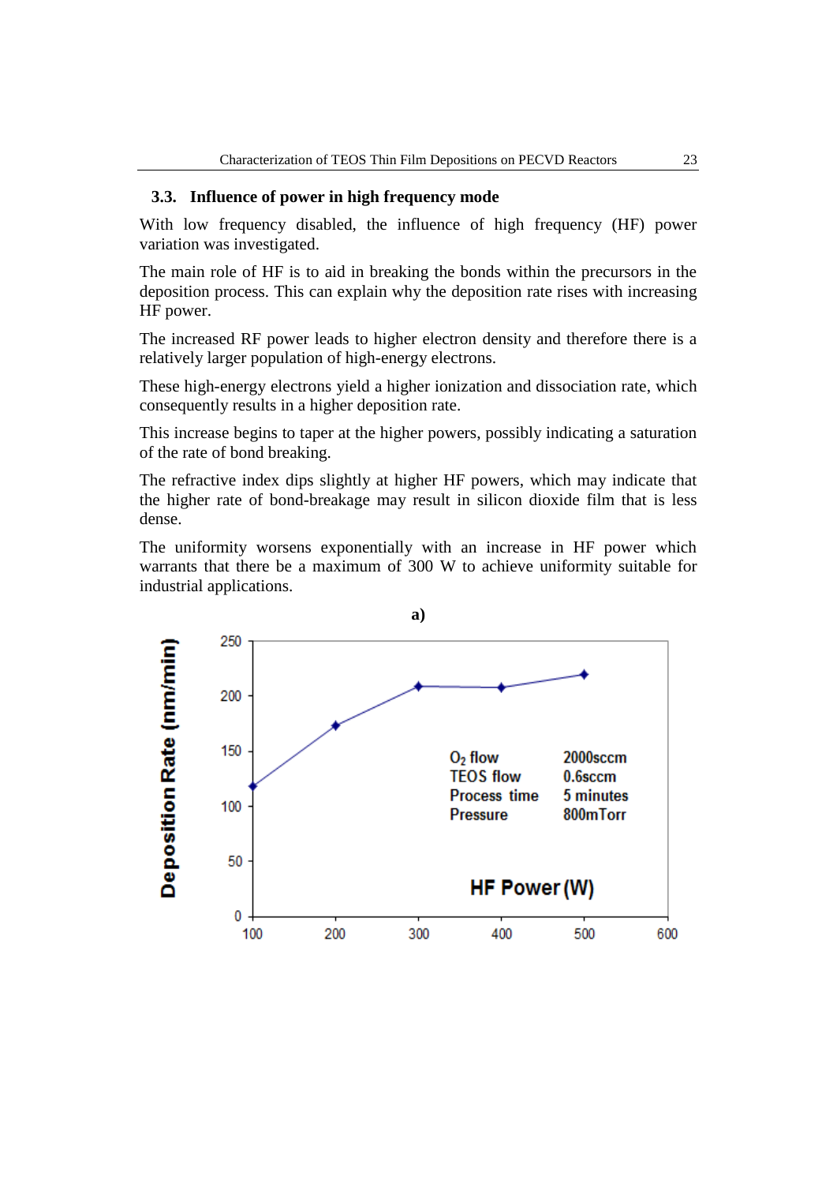### 3.3. Influence of power in high frequency mode

With low frequency disabled, the influence of high frequency (HF) power variation was investigated.

The main role of HF is to aid in breaking the bonds within the precursors in the deposition process. This can explain why the deposition rate rises with increasing HF power.

The increased RF power leads to higher electron density and therefore there is a relatively larger population of high-energy electrons.

These high-energy electrons yield a higher ionization and dissociation rate, which consequently results in a higher deposition rate.

This increase begins to taper at the higher powers, possibly indicating a saturation of the rate of bond breaking.

The refractive index dips slightly at higher HF powers, which may indicate that the higher rate of bond-breakage may result in silicon dioxide film that is less dense.

The uniformity worsens exponentially with an increase in HF power which warrants that there be a maximum of 300 W to achieve uniformity suitable for industrial applications.

**a)**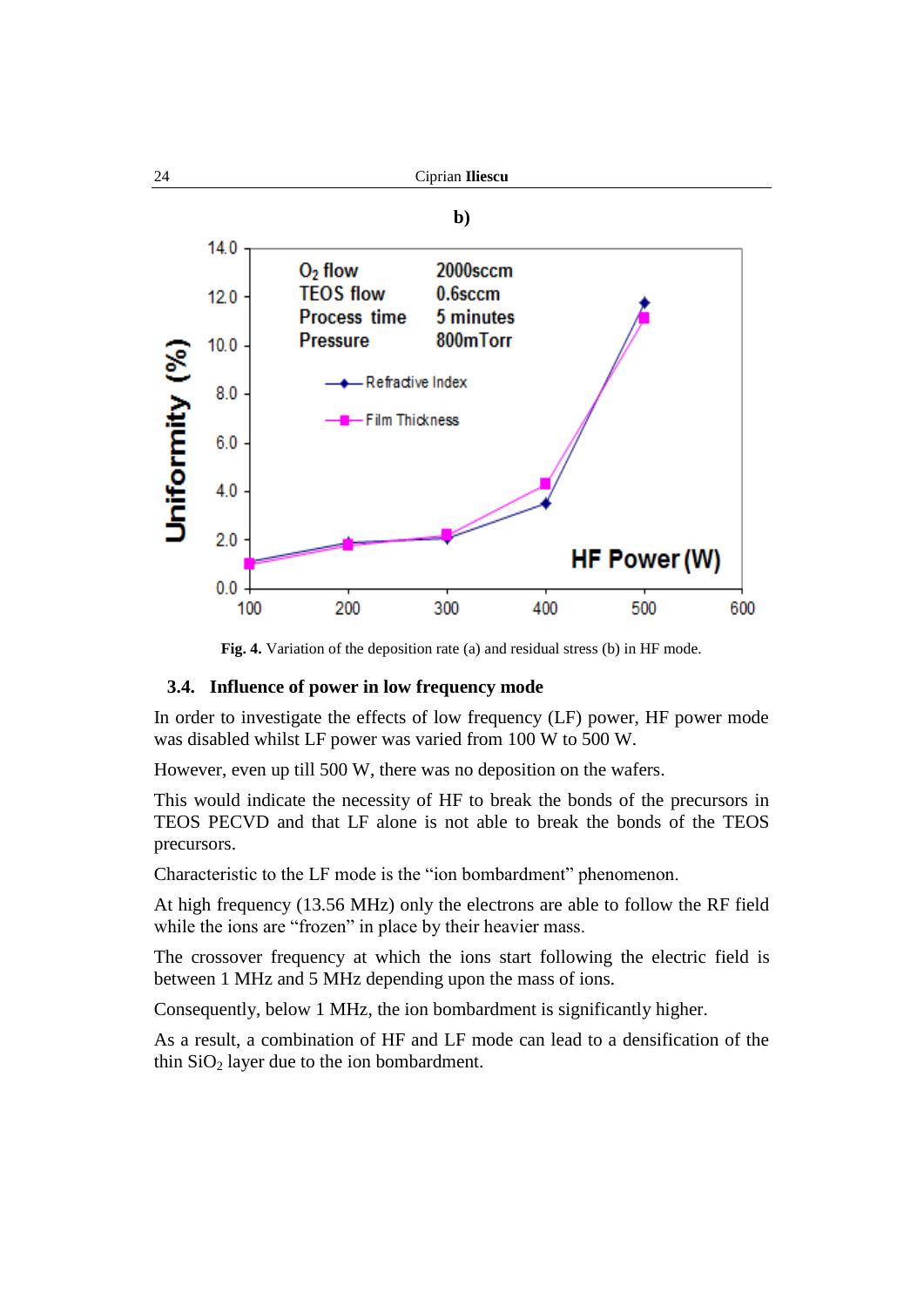**b)**

**Fig. 4.** Variation of the deposition rate (a) and residual stress (b) in HF mode.

### 3.4. Influence of power in low frequency mode

In order to investigate the effects of low frequency (LF) power, HF power mode was disabled whilst LF power was varied from 100 W to 500 W.

However, even up till 500 W, there was no deposition on the wafers.

This would indicate the necessity of HF to break the bonds of the precursors in TEOS PECVD and that LF alone is not able to break the bonds of the TEOS precursors.

Characteristic to the LF mode is the "ion bombardment" phenomenon.

At high frequency (13.56 MHz) only the electrons are able to follow the RF field while the ions are "frozen" in place by their heavier mass.

The crossover frequency at which the ions start following the electric field is between 1 MHz and 5 MHz depending upon the mass of ions.

Consequently, below 1 MHz, the ion bombardment is significantly higher.

As a result, a combination of HF and LF mode can lead to a densification of the thin $SiO_2$ layer due to the ion bombardment.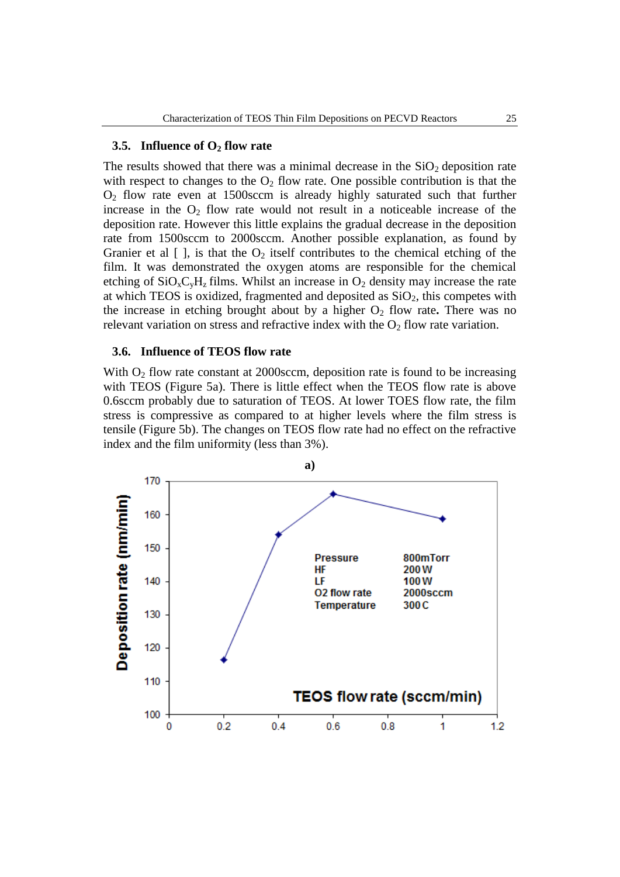### 3.5. Influence of $O_2$ flow rate

The results showed that there was a minimal decrease in the $SiO_2$ deposition rate with respect to changes to the $O_2$ flow rate. One possible contribution is that the $O_2$ flow rate even at 1500sccm is already highly saturated such that further increase in the $O_2$ flow rate would not result in a noticeable increase of the deposition rate. However this little explains the gradual decrease in the deposition rate from 1500sccm to 2000sccm. Another possible explanation, as found by Granier et al [ ], is that the $O_2$ itself contributes to the chemical etching of the film. It was demonstrated the oxygen atoms are responsible for the chemical etching of $SiO_xC_yH_z$ films. Whilst an increase in $O_2$ density may increase the rate at which TEOS is oxidized, fragmented and deposited as $SiO_2$, this competes with the increase in etching brought about by a higher $O_2$ flow rate**.** There was no relevant variation on stress and refractive index with the $O_2$ flow rate variation.

### 3.6. Influence of TEOS flow rate

With $O_2$ flow rate constant at 2000sccm, deposition rate is found to be increasing with TEOS (Figure 5a). There is little effect when the TEOS flow rate is above 0.6sccm probably due to saturation of TEOS. At lower TOES flow rate, the film stress is compressive as compared to at higher levels where the film stress is tensile (Figure 5b). The changes on TEOS flow rate had no effect on the refractive index and the film uniformity (less than 3%).

**a)**

| TEOS flow rate (sccm/min) | Deposition rate (nm/min) |
|---|---|
| 0.2 | ~116 |
| 0.4 | ~154 |
| 0.6 | ~166 |
| 1 | ~159 |

Pressure 800mTorr; HF 200 W; LF 100 W; O2 flow rate 2000sccm; Temperature 300 C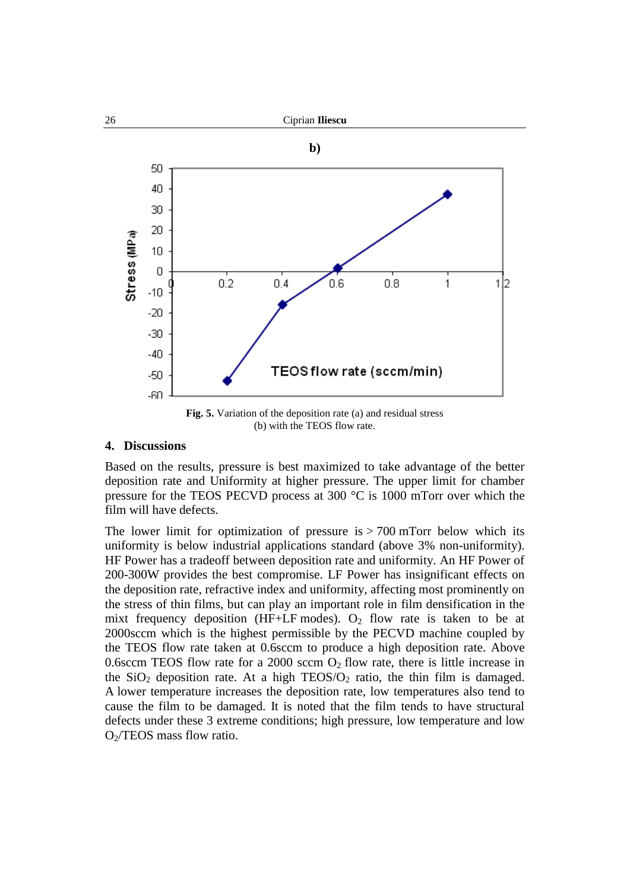**b)**

Fig. 5. Variation of the deposition rate (a) and residual stress (b) with the TEOS flow rate.

## 4. Discussions

Based on the results, pressure is best maximized to take advantage of the better deposition rate and Uniformity at higher pressure. The upper limit for chamber pressure for the TEOS PECVD process at 300 °C is 1000 mTorr over which the film will have defects.

The lower limit for optimization of pressure is > 700 mTorr below which its uniformity is below industrial applications standard (above 3% non-uniformity). HF Power has a tradeoff between deposition rate and uniformity. An HF Power of 200-300W provides the best compromise. LF Power has insignificant effects on the deposition rate, refractive index and uniformity, affecting most prominently on the stress of thin films, but can play an important role in film densification in the mixt frequency deposition (HF+LF modes). $O_2$ flow rate is taken to be at 2000sccm which is the highest permissible by the PECVD machine coupled by the TEOS flow rate taken at 0.6sccm to produce a high deposition rate. Above 0.6sccm TEOS flow rate for a 2000 sccm $O_2$ flow rate, there is little increase in the $SiO_2$ deposition rate. At a high TEOS/$O_2$ ratio, the thin film is damaged. A lower temperature increases the deposition rate, low temperatures also tend to cause the film to be damaged. It is noted that the film tends to have structural defects under these 3 extreme conditions; high pressure, low temperature and low $O_2$/TEOS mass flow ratio.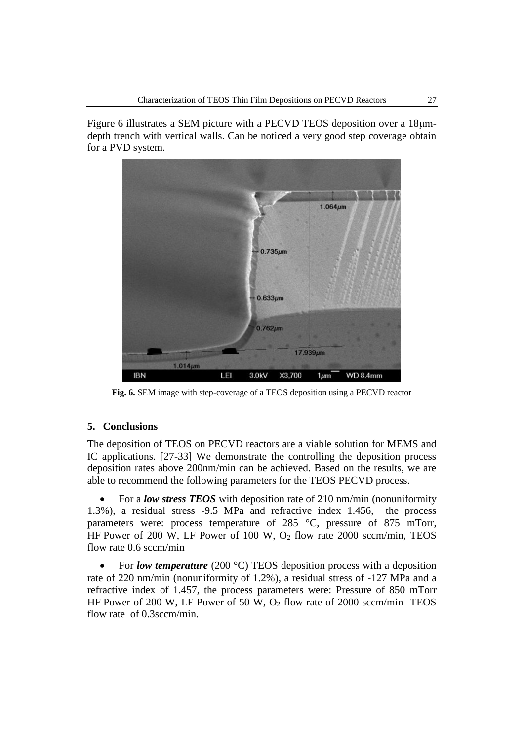Figure 6 illustrates a SEM picture with a PECVD TEOS deposition over a 18μm-depth trench with vertical walls. Can be noticed a very good step coverage obtain for a PVD system.

**Fig. 6.** SEM image with step-coverage of a TEOS deposition using a PECVD reactor

## 5. Conclusions

The deposition of TEOS on PECVD reactors are a viable solution for MEMS and IC applications. [27-33] We demonstrate the controlling the deposition process deposition rates above 200nm/min can be achieved. Based on the results, we are able to recommend the following parameters for the TEOS PECVD process.

- For a ***low stress TEOS*** with deposition rate of 210 nm/min (nonuniformity 1.3%), a residual stress -9.5 MPa and refractive index 1.456, the process parameters were: process temperature of 285 °C, pressure of 875 mTorr, HF Power of 200 W, LF Power of 100 W, $O_2$ flow rate 2000 sccm/min, TEOS flow rate 0.6 sccm/min

- For ***low temperature*** (200 °C) TEOS deposition process with a deposition rate of 220 nm/min (nonuniformity of 1.2%), a residual stress of -127 MPa and a refractive index of 1.457, the process parameters were: Pressure of 850 mTorr HF Power of 200 W, LF Power of 50 W, $O_2$ flow rate of 2000 sccm/min TEOS flow rate of 0.3sccm/min.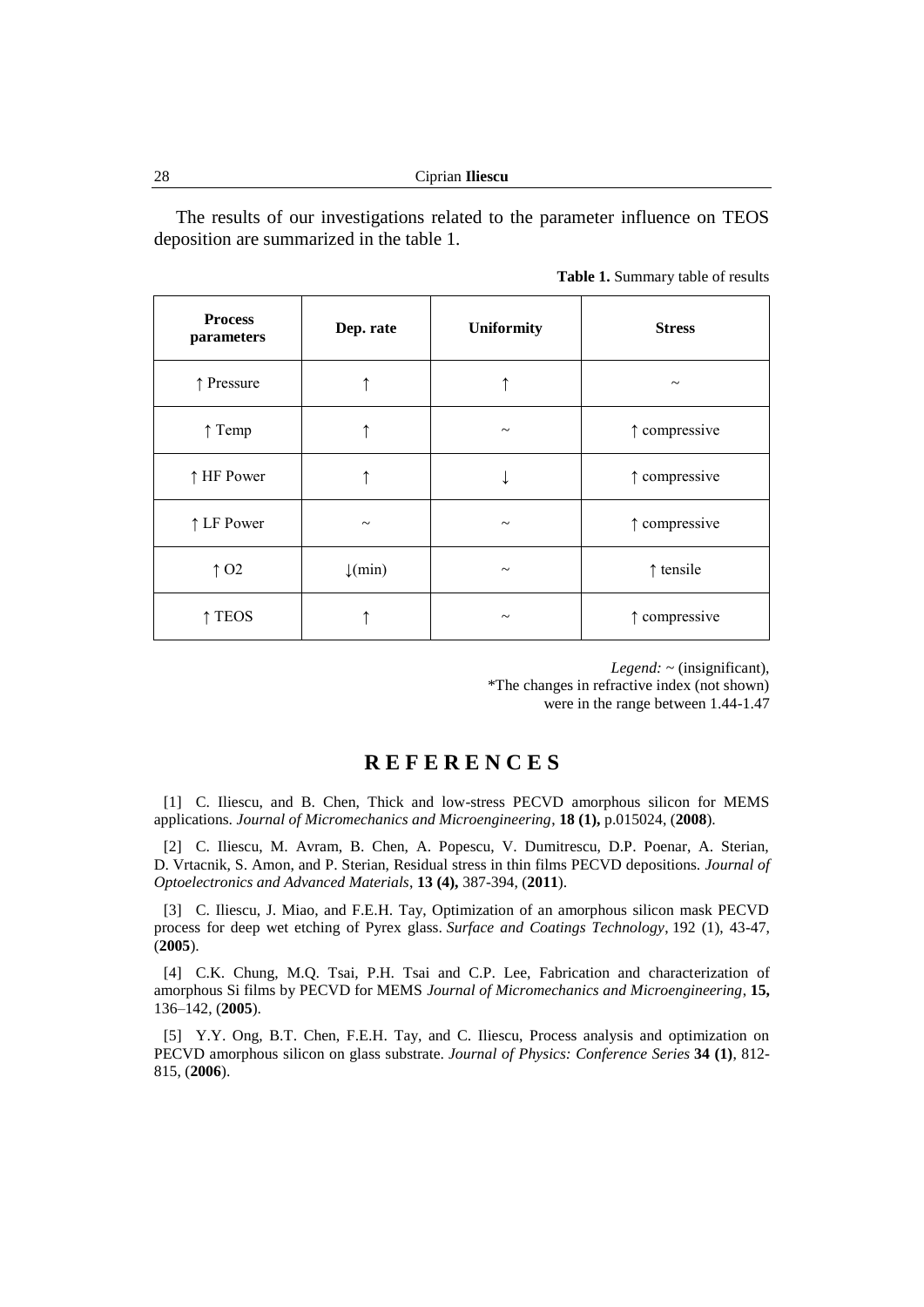The results of our investigations related to the parameter influence on TEOS deposition are summarized in the table 1.

**Table 1.** Summary table of results

| **Process parameters** | **Dep. rate** | **Uniformity** | **Stress** |
|---|---|---|---|
| ↑ Pressure | ↑ | ↑ | ~ |
| ↑ Temp | ↑ | ~ | ↑ compressive |
| ↑ HF Power | ↑ | ↓ | ↑ compressive |
| ↑ LF Power | ~ | ~ | ↑ compressive |
| ↑ O2 | ↓(min) | ~ | ↑ tensile |
| ↑ TEOS | ↑ | ~ | ↑ compressive |

*Legend:* ~ (insignificant),
*The changes in refractive index (not shown) were in the range between 1.44-1.47

## REFERENCES

[1] C. Iliescu, and B. Chen, Thick and low-stress PECVD amorphous silicon for MEMS applications. *Journal of Micromechanics and Microengineering*, **18 (1),** p.015024, (**2008**).

[2] C. Iliescu, M. Avram, B. Chen, A. Popescu, V. Dumitrescu, D.P. Poenar, A. Sterian, D. Vrtacnik, S. Amon, and P. Sterian, Residual stress in thin films PECVD depositions. *Journal of Optoelectronics and Advanced Materials*, **13 (4),** 387-394, (**2011**).

[3] C. Iliescu, J. Miao, and F.E.H. Tay, Optimization of an amorphous silicon mask PECVD process for deep wet etching of Pyrex glass. *Surface and Coatings Technology*, 192 (1), 43-47, (**2005**).

[4] C.K. Chung, M.Q. Tsai, P.H. Tsai and C.P. Lee, Fabrication and characterization of amorphous Si films by PECVD for MEMS *Journal of Micromechanics and Microengineering*, **15,** 136–142, (**2005**).

[5] Y.Y. Ong, B.T. Chen, F.E.H. Tay, and C. Iliescu, Process analysis and optimization on PECVD amorphous silicon on glass substrate. *Journal of Physics: Conference Series* **34 (1)**, 812-815, (**2006**).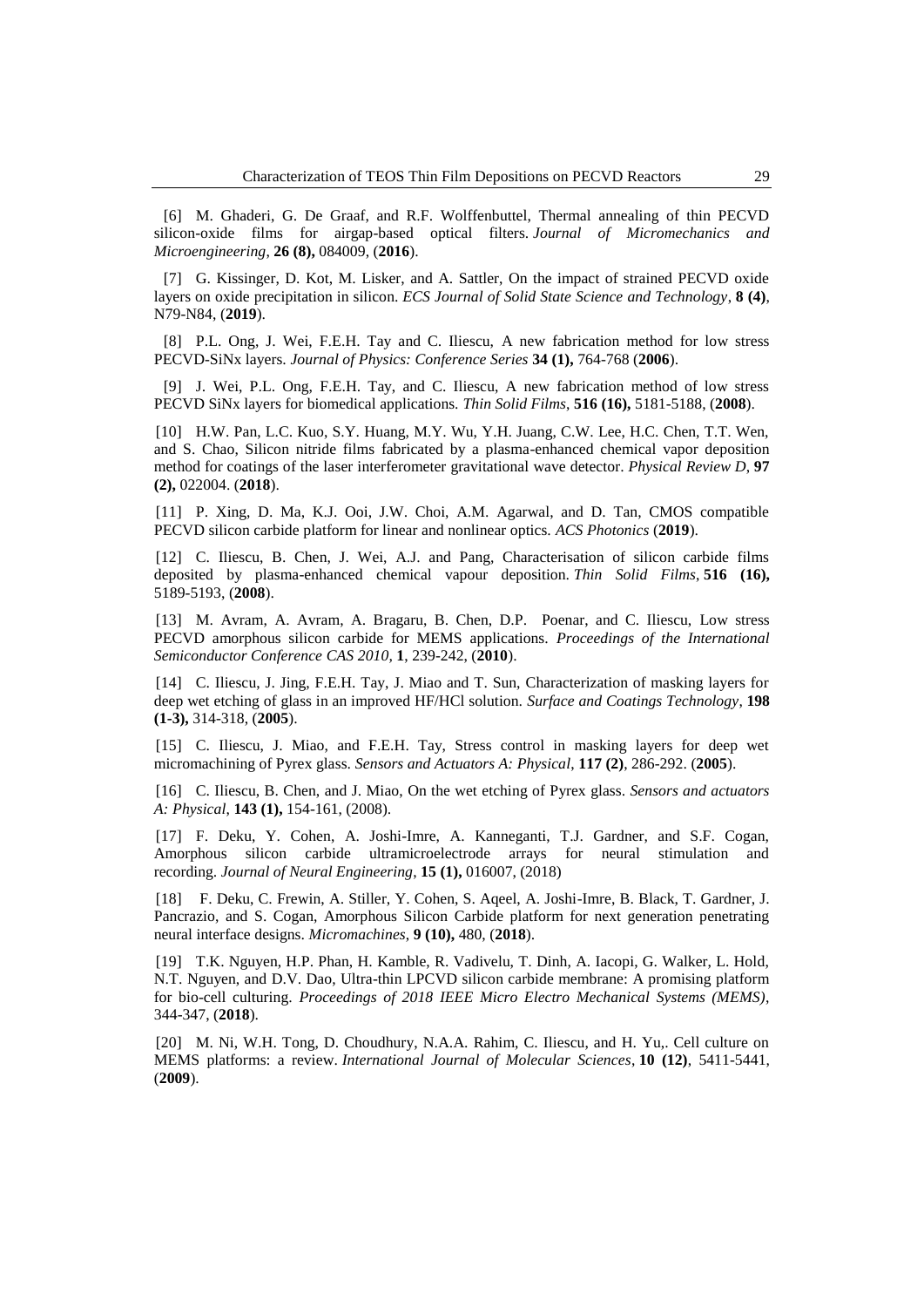[6] M. Ghaderi, G. De Graaf, and R.F. Wolffenbuttel, Thermal annealing of thin PECVD silicon-oxide films for airgap-based optical filters. *Journal of Micromechanics and Microengineering*, **26 (8),** 084009, (**2016**).

[7] G. Kissinger, D. Kot, M. Lisker, and A. Sattler, On the impact of strained PECVD oxide layers on oxide precipitation in silicon. *ECS Journal of Solid State Science and Technology*, **8 (4)**, N79-N84, (**2019**).

[8] P.L. Ong, J. Wei, F.E.H. Tay and C. Iliescu, A new fabrication method for low stress PECVD-SiNx layers. *Journal of Physics: Conference Series* **34 (1),** 764-768 (**2006**).

[9] J. Wei, P.L. Ong, F.E.H. Tay, and C. Iliescu, A new fabrication method of low stress PECVD SiNx layers for biomedical applications. *Thin Solid Films*, **516 (16),** 5181-5188, (**2008**).

[10] H.W. Pan, L.C. Kuo, S.Y. Huang, M.Y. Wu, Y.H. Juang, C.W. Lee, H.C. Chen, T.T. Wen, and S. Chao, Silicon nitride films fabricated by a plasma-enhanced chemical vapor deposition method for coatings of the laser interferometer gravitational wave detector. *Physical Review D*, **97 (2),** 022004. (**2018**).

[11] P. Xing, D. Ma, K.J. Ooi, J.W. Choi, A.M. Agarwal, and D. Tan, CMOS compatible PECVD silicon carbide platform for linear and nonlinear optics. *ACS Photonics* (**2019**).

[12] C. Iliescu, B. Chen, J. Wei, A.J. and Pang, Characterisation of silicon carbide films deposited by plasma-enhanced chemical vapour deposition. *Thin Solid Films*, **516 (16),** 5189-5193, (**2008**).

[13] M. Avram, A. Avram, A. Bragaru, B. Chen, D.P. Poenar, and C. Iliescu, Low stress PECVD amorphous silicon carbide for MEMS applications. *Proceedings of the International Semiconductor Conference CAS 2010*, **1**, 239-242, (**2010**).

[14] C. Iliescu, J. Jing, F.E.H. Tay, J. Miao and T. Sun, Characterization of masking layers for deep wet etching of glass in an improved HF/HCl solution. *Surface and Coatings Technology*, **198 (1-3),** 314-318, (**2005**).

[15] C. Iliescu, J. Miao, and F.E.H. Tay, Stress control in masking layers for deep wet micromachining of Pyrex glass. *Sensors and Actuators A: Physical*, **117 (2)**, 286-292. (**2005**).

[16] C. Iliescu, B. Chen, and J. Miao, On the wet etching of Pyrex glass. *Sensors and actuators A: Physical*, **143 (1),** 154-161, (2008).

[17] F. Deku, Y. Cohen, A. Joshi-Imre, A. Kanneganti, T.J. Gardner, and S.F. Cogan, Amorphous silicon carbide ultramicroelectrode arrays for neural stimulation and recording. *Journal of Neural Engineering*, **15 (1),** 016007, (2018)

[18] F. Deku, C. Frewin, A. Stiller, Y. Cohen, S. Aqeel, A. Joshi-Imre, B. Black, T. Gardner, J. Pancrazio, and S. Cogan, Amorphous Silicon Carbide platform for next generation penetrating neural interface designs. *Micromachines*, **9 (10),** 480, (**2018**).

[19] T.K. Nguyen, H.P. Phan, H. Kamble, R. Vadivelu, T. Dinh, A. Iacopi, G. Walker, L. Hold, N.T. Nguyen, and D.V. Dao, Ultra-thin LPCVD silicon carbide membrane: A promising platform for bio-cell culturing. *Proceedings of 2018 IEEE Micro Electro Mechanical Systems (MEMS)*, 344-347, (**2018**).

[20] M. Ni, W.H. Tong, D. Choudhury, N.A.A. Rahim, C. Iliescu, and H. Yu,. Cell culture on MEMS platforms: a review. *International Journal of Molecular Sciences*, **10 (12)**, 5411-5441, (**2009**).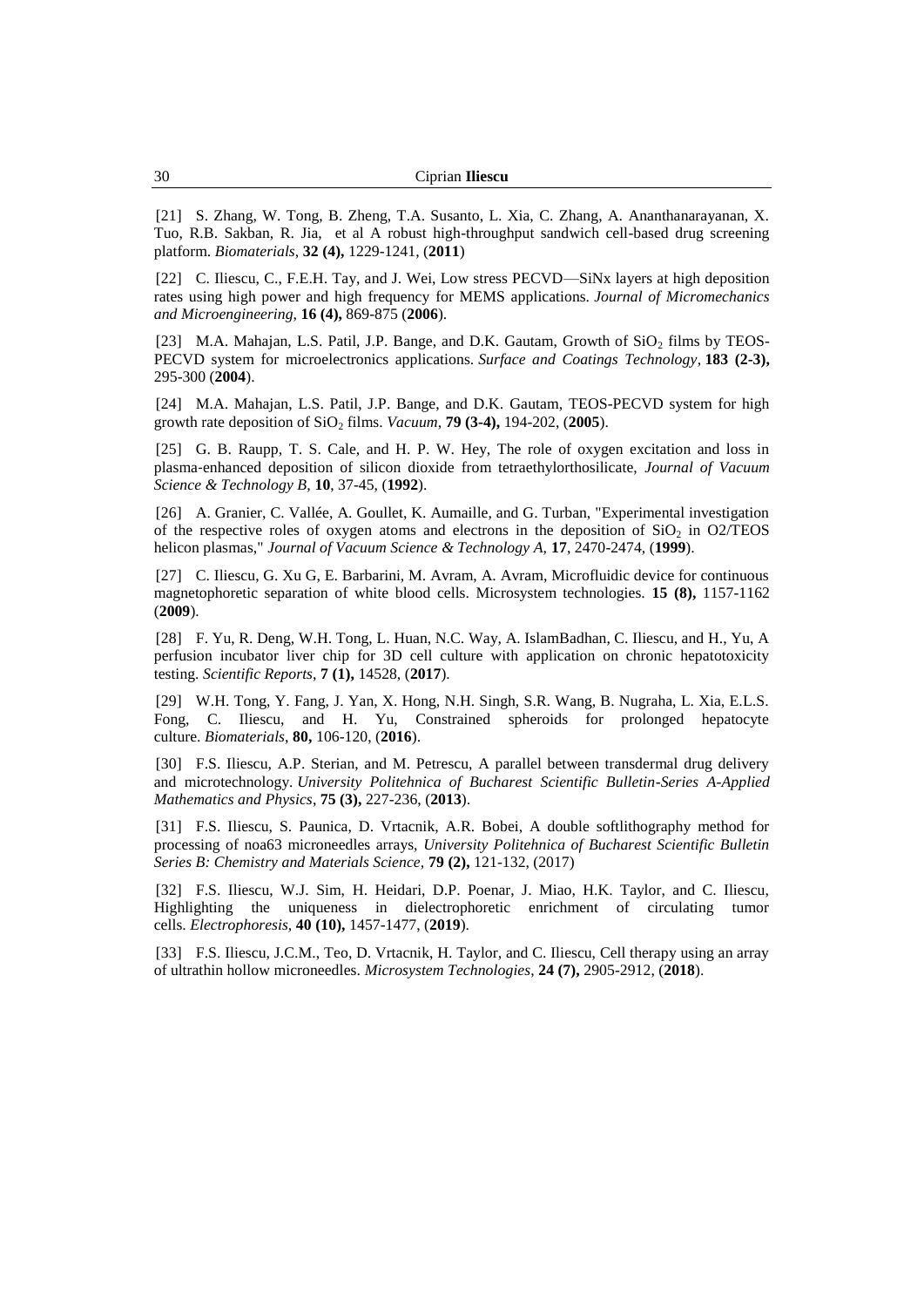[21] S. Zhang, W. Tong, B. Zheng, T.A. Susanto, L. Xia, C. Zhang, A. Ananthanarayanan, X. Tuo, R.B. Sakban, R. Jia, et al A robust high-throughput sandwich cell-based drug screening platform. *Biomaterials*, **32 (4),** 1229-1241, (**2011**)

[22] C. Iliescu, C., F.E.H. Tay, and J. Wei, Low stress PECVD—SiNx layers at high deposition rates using high power and high frequency for MEMS applications. *Journal of Micromechanics and Microengineering*, **16 (4),** 869-875 (**2006**).

[23] M.A. Mahajan, L.S. Patil, J.P. Bange, and D.K. Gautam, Growth of $SiO_2$ films by TEOS-PECVD system for microelectronics applications. *Surface and Coatings Technology*, **183 (2-3),** 295-300 (**2004**).

[24] M.A. Mahajan, L.S. Patil, J.P. Bange, and D.K. Gautam, TEOS-PECVD system for high growth rate deposition of $SiO_2$ films. *Vacuum*, **79 (3-4),** 194-202, (**2005**).

[25] G. B. Raupp, T. S. Cale, and H. P. W. Hey, The role of oxygen excitation and loss in plasma-enhanced deposition of silicon dioxide from tetraethylorthosilicate, *Journal of Vacuum Science & Technology B,* **10**, 37-45, (**1992**).

[26] A. Granier, C. Vallée, A. Goullet, K. Aumaille, and G. Turban, "Experimental investigation of the respective roles of oxygen atoms and electrons in the deposition of $SiO_2$ in O2/TEOS helicon plasmas," *Journal of Vacuum Science & Technology A,* **17**, 2470-2474, (**1999**).

[27] C. Iliescu, G. Xu G, E. Barbarini, M. Avram, A. Avram, Microfluidic device for continuous magnetophoretic separation of white blood cells. Microsystem technologies. **15 (8),** 1157-1162 (**2009**).

[28] F. Yu, R. Deng, W.H. Tong, L. Huan, N.C. Way, A. IslamBadhan, C. Iliescu, and H., Yu, A perfusion incubator liver chip for 3D cell culture with application on chronic hepatotoxicity testing. *Scientific Reports*, **7 (1),** 14528, (**2017**).

[29] W.H. Tong, Y. Fang, J. Yan, X. Hong, N.H. Singh, S.R. Wang, B. Nugraha, L. Xia, E.L.S. Fong, C. Iliescu, and H. Yu, Constrained spheroids for prolonged hepatocyte culture. *Biomaterials*, **80,** 106-120, (**2016**).

[30] F.S. Iliescu, A.P. Sterian, and M. Petrescu, A parallel between transdermal drug delivery and microtechnology. *University Politehnica of Bucharest Scientific Bulletin-Series A-Applied Mathematics and Physics*, **75 (3),** 227-236, (**2013**).

[31] F.S. Iliescu, S. Paunica, D. Vrtacnik, A.R. Bobei, A double softlithography method for processing of noa63 microneedles arrays, *University Politehnica of Bucharest Scientific Bulletin Series B: Chemistry and Materials Science,* **79 (2),** 121-132, (2017)

[32] F.S. Iliescu, W.J. Sim, H. Heidari, D.P. Poenar, J. Miao, H.K. Taylor, and C. Iliescu, Highlighting the uniqueness in dielectrophoretic enrichment of circulating tumor cells. *Electrophoresis,* **40 (10),** 1457-1477, (**2019**).

[33] F.S. Iliescu, J.C.M., Teo, D. Vrtacnik, H. Taylor, and C. Iliescu, Cell therapy using an array of ultrathin hollow microneedles. *Microsystem Technologies*, **24 (7),** 2905-2912, (**2018**).